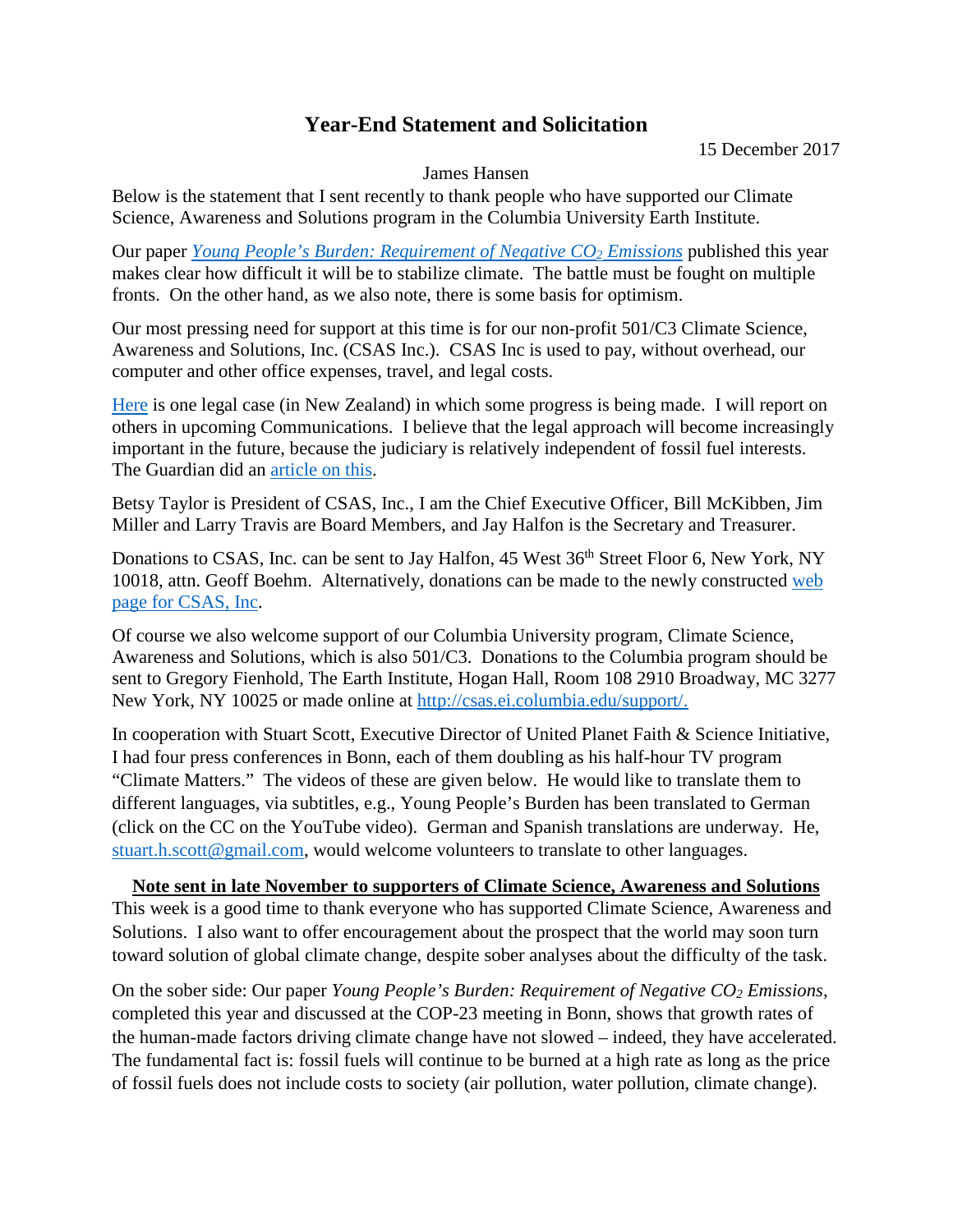# Year-End Statement and Solicitation

15 December 2017

James Hansen

Below is the statement that I sent recently to thank people who have supported our Climate Science, Awareness and Solutions program in the Columbia University Earth Institute.

Our paper *Young People's Burden: Requirement of Negative $CO_2$ Emissions* published this year makes clear how difficult it will be to stabilize climate. The battle must be fought on multiple fronts. On the other hand, as we also note, there is some basis for optimism.

Our most pressing need for support at this time is for our non-profit 501/C3 Climate Science, Awareness and Solutions, Inc. (CSAS Inc.). CSAS Inc is used to pay, without overhead, our computer and other office expenses, travel, and legal costs.

Here is one legal case (in New Zealand) in which some progress is being made. I will report on others in upcoming Communications. I believe that the legal approach will become increasingly important in the future, because the judiciary is relatively independent of fossil fuel interests. The Guardian did an article on this.

Betsy Taylor is President of CSAS, Inc., I am the Chief Executive Officer, Bill McKibben, Jim Miller and Larry Travis are Board Members, and Jay Halfon is the Secretary and Treasurer.

Donations to CSAS, Inc. can be sent to Jay Halfon, 45 West 36th Street Floor 6, New York, NY 10018, attn. Geoff Boehm. Alternatively, donations can be made to the newly constructed web page for CSAS, Inc.

Of course we also welcome support of our Columbia University program, Climate Science, Awareness and Solutions, which is also 501/C3. Donations to the Columbia program should be sent to Gregory Fienhold, The Earth Institute, Hogan Hall, Room 108 2910 Broadway, MC 3277 New York, NY 10025 or made online at http://csas.ei.columbia.edu/support/.

In cooperation with Stuart Scott, Executive Director of United Planet Faith & Science Initiative, I had four press conferences in Bonn, each of them doubling as his half-hour TV program "Climate Matters." The videos of these are given below. He would like to translate them to different languages, via subtitles, e.g., Young People's Burden has been translated to German (click on the CC on the YouTube video). German and Spanish translations are underway. He, stuart.h.scott@gmail.com, would welcome volunteers to translate to other languages.

**Note sent in late November to supporters of Climate Science, Awareness and Solutions**

This week is a good time to thank everyone who has supported Climate Science, Awareness and Solutions. I also want to offer encouragement about the prospect that the world may soon turn toward solution of global climate change, despite sober analyses about the difficulty of the task.

On the sober side: Our paper *Young People's Burden: Requirement of Negative $CO_2$ Emissions*, completed this year and discussed at the COP-23 meeting in Bonn, shows that growth rates of the human-made factors driving climate change have not slowed – indeed, they have accelerated. The fundamental fact is: fossil fuels will continue to be burned at a high rate as long as the price of fossil fuels does not include costs to society (air pollution, water pollution, climate change).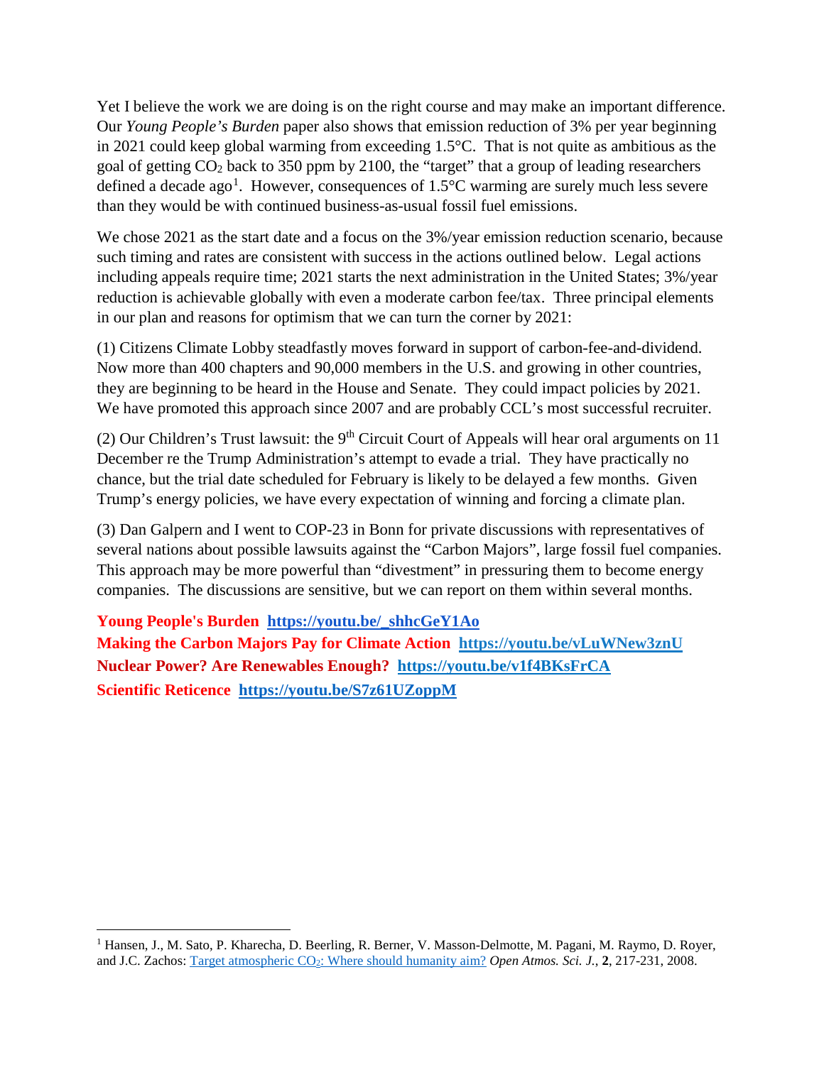Yet I believe the work we are doing is on the right course and may make an important difference. Our *Young People's Burden* paper also shows that emission reduction of 3% per year beginning in 2021 could keep global warming from exceeding 1.5°C. That is not quite as ambitious as the goal of getting $CO_2$ back to 350 ppm by 2100, the "target" that a group of leading researchers defined a decade ago[1]. However, consequences of 1.5°C warming are surely much less severe than they would be with continued business-as-usual fossil fuel emissions.

We chose 2021 as the start date and a focus on the 3%/year emission reduction scenario, because such timing and rates are consistent with success in the actions outlined below. Legal actions including appeals require time; 2021 starts the next administration in the United States; 3%/year reduction is achievable globally with even a moderate carbon fee/tax. Three principal elements in our plan and reasons for optimism that we can turn the corner by 2021:

(1) Citizens Climate Lobby steadfastly moves forward in support of carbon-fee-and-dividend. Now more than 400 chapters and 90,000 members in the U.S. and growing in other countries, they are beginning to be heard in the House and Senate. They could impact policies by 2021. We have promoted this approach since 2007 and are probably CCL's most successful recruiter.

(2) Our Children's Trust lawsuit: the 9th Circuit Court of Appeals will hear oral arguments on 11 December re the Trump Administration's attempt to evade a trial. They have practically no chance, but the trial date scheduled for February is likely to be delayed a few months. Given Trump's energy policies, we have every expectation of winning and forcing a climate plan.

(3) Dan Galpern and I went to COP-23 in Bonn for private discussions with representatives of several nations about possible lawsuits against the "Carbon Majors", large fossil fuel companies. This approach may be more powerful than "divestment" in pressuring them to become energy companies. The discussions are sensitive, but we can report on them within several months.

**Young People's Burden** [https://youtu.be/_shhcGeY1Ao](https://youtu.be/_shhcGeY1Ao)
**Making the Carbon Majors Pay for Climate Action** [https://youtu.be/vLuWNew3znU](https://youtu.be/vLuWNew3znU)
**Nuclear Power? Are Renewables Enough?** [https://youtu.be/v1f4BKsFrCA](https://youtu.be/v1f4BKsFrCA)
**Scientific Reticence** [https://youtu.be/S7z61UZoppM](https://youtu.be/S7z61UZoppM)

---

[1] Hansen, J., M. Sato, P. Kharecha, D. Beerling, R. Berner, V. Masson-Delmotte, M. Pagani, M. Raymo, D. Royer, and J.C. Zachos: Target atmospheric $CO_2$: Where should humanity aim? *Open Atmos. Sci. J.*, **2**, 217-231, 2008.